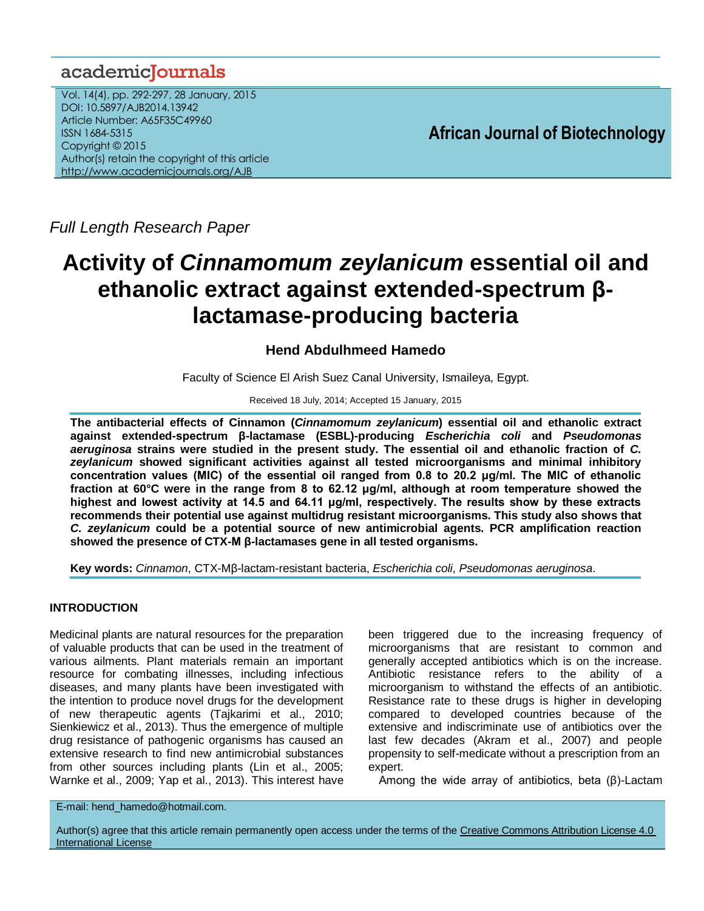*Full Length Research Paper*

# Activity of *Cinnamomum zeylanicum* essential oil and ethanolic extract against extended-spectrum β-lactamase-producing bacteria

**Hend Abdulhmeed Hamedo**

Faculty of Science El Arish Suez Canal University, Ismaileya, Egypt.

Received 18 July, 2014; Accepted 15 January, 2015

**The antibacterial effects of Cinnamon (*Cinnamomum zeylanicum*) essential oil and ethanolic extract against extended-spectrum β-lactamase (ESBL)-producing *Escherichia coli* and *Pseudomonas aeruginosa* strains were studied in the present study. The essential oil and ethanolic fraction of *C. zeylanicum* showed significant activities against all tested microorganisms and minimal inhibitory concentration values (MIC) of the essential oil ranged from 0.8 to 20.2 µg/ml. The MIC of ethanolic fraction at 60°C were in the range from 8 to 62.12 µg/ml, although at room temperature showed the highest and lowest activity at 14.5 and 64.11 µg/ml, respectively. The results show by these extracts recommends their potential use against multidrug resistant microorganisms. This study also shows that *C. zeylanicum* could be a potential source of new antimicrobial agents. PCR amplification reaction showed the presence of CTX-M β-lactamases gene in all tested organisms.**

**Key words:** *Cinnamon*, CTX-Mβ-lactam-resistant bacteria, *Escherichia coli*, *Pseudomonas aeruginosa*.

## INTRODUCTION

Medicinal plants are natural resources for the preparation of valuable products that can be used in the treatment of various ailments. Plant materials remain an important resource for combating illnesses, including infectious diseases, and many plants have been investigated with the intention to produce novel drugs for the development of new therapeutic agents (Tajkarimi et al., 2010; Sienkiewicz et al., 2013). Thus the emergence of multiple drug resistance of pathogenic organisms has caused an extensive research to find new antimicrobial substances from other sources including plants (Lin et al., 2005; Warnke et al., 2009; Yap et al., 2013). This interest have been triggered due to the increasing frequency of microorganisms that are resistant to common and generally accepted antibiotics which is on the increase. Antibiotic resistance refers to the ability of a microorganism to withstand the effects of an antibiotic. Resistance rate to these drugs is higher in developing compared to developed countries because of the extensive and indiscriminate use of antibiotics over the last few decades (Akram et al., 2007) and people propensity to self-medicate without a prescription from an expert.

Among the wide array of antibiotics, beta (β)-Lactam

E-mail: hend_hamedo@hotmail.com.

Author(s) agree that this article remain permanently open access under the terms of the Creative Commons Attribution License 4.0 International License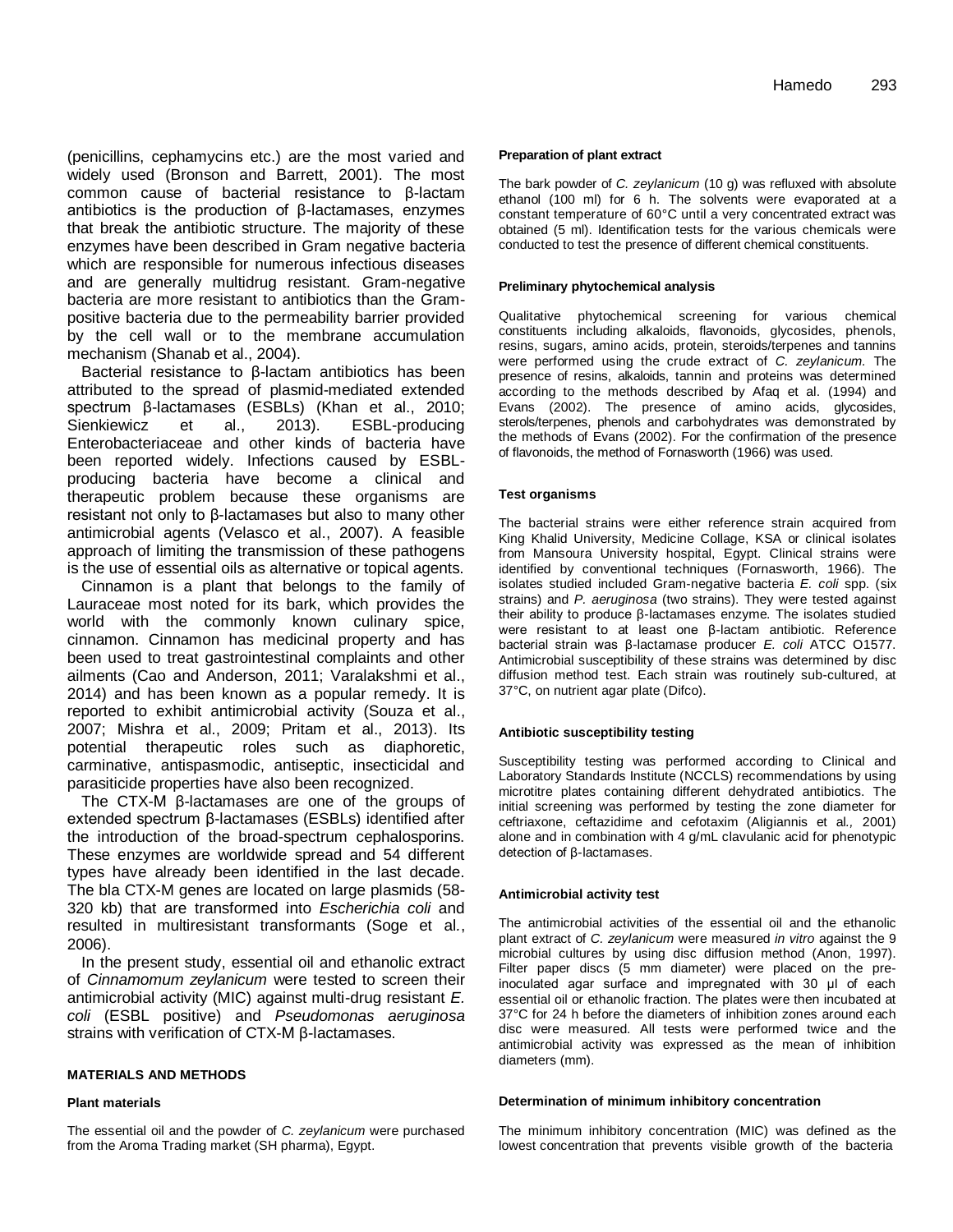(penicillins, cephamycins etc.) are the most varied and widely used (Bronson and Barrett, 2001). The most common cause of bacterial resistance to β-lactam antibiotics is the production of β-lactamases, enzymes that break the antibiotic structure. The majority of these enzymes have been described in Gram negative bacteria which are responsible for numerous infectious diseases and are generally multidrug resistant. Gram-negative bacteria are more resistant to antibiotics than the Gram-positive bacteria due to the permeability barrier provided by the cell wall or to the membrane accumulation mechanism (Shanab et al., 2004).

Bacterial resistance to β-lactam antibiotics has been attributed to the spread of plasmid-mediated extended spectrum β-lactamases (ESBLs) (Khan et al., 2010; Sienkiewicz et al., 2013). ESBL-producing Enterobacteriaceae and other kinds of bacteria have been reported widely. Infections caused by ESBL-producing bacteria have become a clinical and therapeutic problem because these organisms are resistant not only to β-lactamases but also to many other antimicrobial agents (Velasco et al., 2007). A feasible approach of limiting the transmission of these pathogens is the use of essential oils as alternative or topical agents.

Cinnamon is a plant that belongs to the family of Lauraceae most noted for its bark, which provides the world with the commonly known culinary spice, cinnamon. Cinnamon has medicinal property and has been used to treat gastrointestinal complaints and other ailments (Cao and Anderson, 2011; Varalakshmi et al., 2014) and has been known as a popular remedy. It is reported to exhibit antimicrobial activity (Souza et al., 2007; Mishra et al., 2009; Pritam et al., 2013). Its potential therapeutic roles such as diaphoretic, carminative, antispasmodic, antiseptic, insecticidal and parasiticide properties have also been recognized.

The CTX-M β-lactamases are one of the groups of extended spectrum β-lactamases (ESBLs) identified after the introduction of the broad-spectrum cephalosporins. These enzymes are worldwide spread and 54 different types have already been identified in the last decade. The bla CTX-M genes are located on large plasmids (58-320 kb) that are transformed into *Escherichia coli* and resulted in multiresistant transformants (Soge et al., 2006).

In the present study, essential oil and ethanolic extract of *Cinnamomum zeylanicum* were tested to screen their antimicrobial activity (MIC) against multi-drug resistant *E. coli* (ESBL positive) and *Pseudomonas aeruginosa* strains with verification of CTX-M β-lactamases.

## MATERIALS AND METHODS

### Plant materials

The essential oil and the powder of *C. zeylanicum* were purchased from the Aroma Trading market (SH pharma), Egypt.

### Preparation of plant extract

The bark powder of *C. zeylanicum* (10 g) was refluxed with absolute ethanol (100 ml) for 6 h. The solvents were evaporated at a constant temperature of 60°C until a very concentrated extract was obtained (5 ml). Identification tests for the various chemicals were conducted to test the presence of different chemical constituents.

### Preliminary phytochemical analysis

Qualitative phytochemical screening for various chemical constituents including alkaloids, flavonoids, glycosides, phenols, resins, sugars, amino acids, protein, steroids/terpenes and tannins were performed using the crude extract of *C. zeylanicum*. The presence of resins, alkaloids, tannin and proteins was determined according to the methods described by Afaq et al. (1994) and Evans (2002). The presence of amino acids, glycosides, sterols/terpenes, phenols and carbohydrates was demonstrated by the methods of Evans (2002). For the confirmation of the presence of flavonoids, the method of Fornasworth (1966) was used.

### Test organisms

The bacterial strains were either reference strain acquired from King Khalid University, Medicine Collage, KSA or clinical isolates from Mansoura University hospital, Egypt. Clinical strains were identified by conventional techniques (Fornasworth, 1966). The isolates studied included Gram-negative bacteria *E. coli* spp. (six strains) and *P. aeruginosa* (two strains). They were tested against their ability to produce β-lactamases enzyme. The isolates studied were resistant to at least one β-lactam antibiotic. Reference bacterial strain was β-lactamase producer *E. coli* ATCC O1577. Antimicrobial susceptibility of these strains was determined by disc diffusion method test. Each strain was routinely sub-cultured, at 37°C, on nutrient agar plate (Difco).

### Antibiotic susceptibility testing

Susceptibility testing was performed according to Clinical and Laboratory Standards Institute (NCCLS) recommendations by using microtitre plates containing different dehydrated antibiotics. The initial screening was performed by testing the zone diameter for ceftriaxone, ceftazidime and cefotaxim (Aligiannis et al., 2001) alone and in combination with 4 g/mL clavulanic acid for phenotypic detection of β-lactamases.

### Antimicrobial activity test

The antimicrobial activities of the essential oil and the ethanolic plant extract of *C. zeylanicum* were measured *in vitro* against the 9 microbial cultures by using disc diffusion method (Anon, 1997). Filter paper discs (5 mm diameter) were placed on the pre-inoculated agar surface and impregnated with 30 µl of each essential oil or ethanolic fraction. The plates were then incubated at 37°C for 24 h before the diameters of inhibition zones around each disc were measured. All tests were performed twice and the antimicrobial activity was expressed as the mean of inhibition diameters (mm).

### Determination of minimum inhibitory concentration

The minimum inhibitory concentration (MIC) was defined as the lowest concentration that prevents visible growth of the bacteria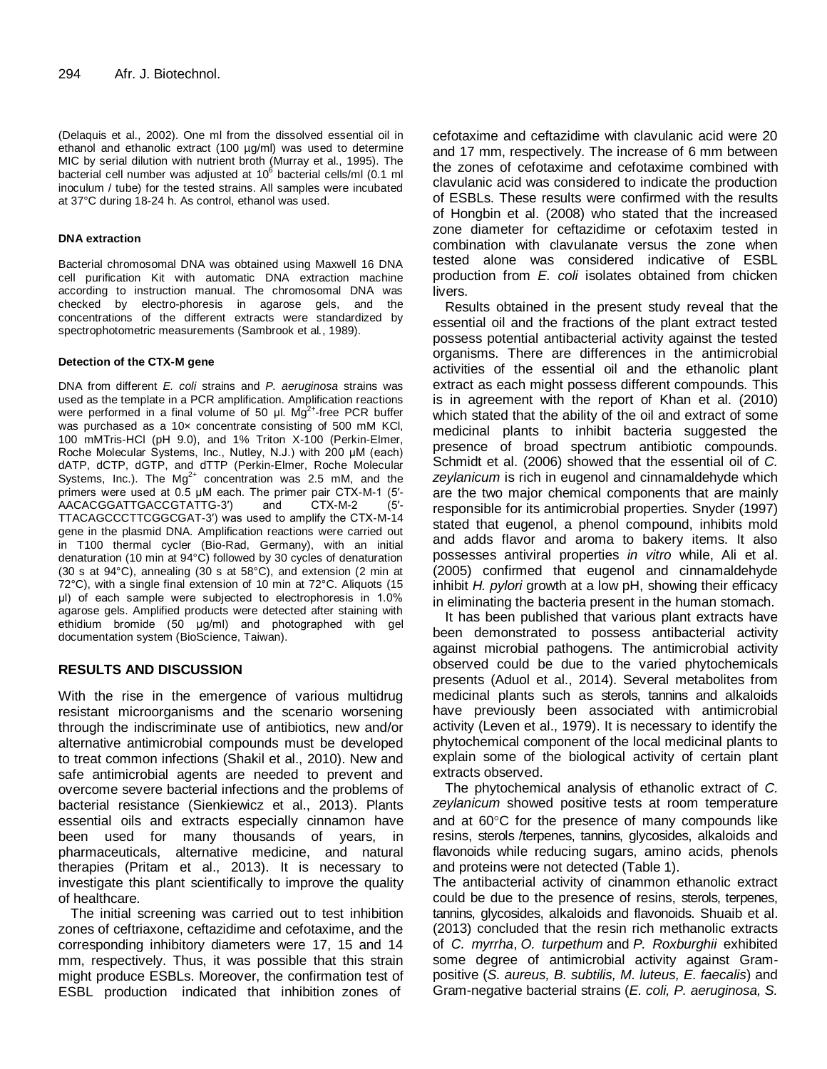(Delaquis et al., 2002). One ml from the dissolved essential oil in ethanol and ethanolic extract (100 µg/ml) was used to determine MIC by serial dilution with nutrient broth (Murray et al., 1995). The bacterial cell number was adjusted at $10^6$ bacterial cells/ml (0.1 ml inoculum / tube) for the tested strains. All samples were incubated at 37°C during 18-24 h. As control, ethanol was used.

#### DNA extraction

Bacterial chromosomal DNA was obtained using Maxwell 16 DNA cell purification Kit with automatic DNA extraction machine according to instruction manual. The chromosomal DNA was checked by electro-phoresis in agarose gels, and the concentrations of the different extracts were standardized by spectrophotometric measurements (Sambrook et al., 1989).

#### Detection of the CTX-M gene

DNA from different *E. coli* strains and *P. aeruginosa* strains was used as the template in a PCR amplification. Amplification reactions were performed in a final volume of 50 µl. $Mg^{2+}$-free PCR buffer was purchased as a 10× concentrate consisting of 500 mM KCl, 100 mMTris-HCl (pH 9.0), and 1% Triton X-100 (Perkin-Elmer, Roche Molecular Systems, Inc., Nutley, N.J.) with 200 µM (each) dATP, dCTP, dGTP, and dTTP (Perkin-Elmer, Roche Molecular Systems, Inc.). The $Mg^{2+}$ concentration was 2.5 mM, and the primers were used at 0.5 µM each. The primer pair CTX-M-1 (5′-AACACGGATTGACCGTATTG-3′) and CTX-M-2 (5′-TTACAGCCCTTCGGCGAT-3′) was used to amplify the CTX-M-14 gene in the plasmid DNA. Amplification reactions were carried out in T100 thermal cycler (Bio-Rad, Germany), with an initial denaturation (10 min at 94°C) followed by 30 cycles of denaturation (30 s at 94°C), annealing (30 s at 58°C), and extension (2 min at 72°C), with a single final extension of 10 min at 72°C. Aliquots (15 µl) of each sample were subjected to electrophoresis in 1.0% agarose gels. Amplified products were detected after staining with ethidium bromide (50 µg/ml) and photographed with gel documentation system (BioScience, Taiwan).

## RESULTS AND DISCUSSION

With the rise in the emergence of various multidrug resistant microorganisms and the scenario worsening through the indiscriminate use of antibiotics, new and/or alternative antimicrobial compounds must be developed to treat common infections (Shakil et al., 2010). New and safe antimicrobial agents are needed to prevent and overcome severe bacterial infections and the problems of bacterial resistance (Sienkiewicz et al., 2013). Plants essential oils and extracts especially cinnamon have been used for many thousands of years, in pharmaceuticals, alternative medicine, and natural therapies (Pritam et al., 2013). It is necessary to investigate this plant scientifically to improve the quality of healthcare.

The initial screening was carried out to test inhibition zones of ceftriaxone, ceftazidime and cefotaxime, and the corresponding inhibitory diameters were 17, 15 and 14 mm, respectively. Thus, it was possible that this strain might produce ESBLs. Moreover, the confirmation test of ESBL production indicated that inhibition zones of cefotaxime and ceftazidime with clavulanic acid were 20 and 17 mm, respectively. The increase of 6 mm between the zones of cefotaxime and cefotaxime combined with clavulanic acid was considered to indicate the production of ESBLs. These results were confirmed with the results of Hongbin et al. (2008) who stated that the increased zone diameter for ceftazidime or cefotaxim tested in combination with clavulanate versus the zone when tested alone was considered indicative of ESBL production from *E. coli* isolates obtained from chicken livers.

Results obtained in the present study reveal that the essential oil and the fractions of the plant extract tested possess potential antibacterial activity against the tested organisms. There are differences in the antimicrobial activities of the essential oil and the ethanolic plant extract as each might possess different compounds. This is in agreement with the report of Khan et al. (2010) which stated that the ability of the oil and extract of some medicinal plants to inhibit bacteria suggested the presence of broad spectrum antibiotic compounds. Schmidt et al. (2006) showed that the essential oil of *C. zeylanicum* is rich in eugenol and cinnamaldehyde which are the two major chemical components that are mainly responsible for its antimicrobial properties. Snyder (1997) stated that eugenol, a phenol compound, inhibits mold and adds flavor and aroma to bakery items. It also possesses antiviral properties *in vitro* while, Ali et al. (2005) confirmed that eugenol and cinnamaldehyde inhibit *H. pylori* growth at a low pH, showing their efficacy in eliminating the bacteria present in the human stomach.

It has been published that various plant extracts have been demonstrated to possess antibacterial activity against microbial pathogens. The antimicrobial activity observed could be due to the varied phytochemicals presents (Aduol et al., 2014). Several metabolites from medicinal plants such as sterols, tannins and alkaloids have previously been associated with antimicrobial activity (Leven et al., 1979). It is necessary to identify the phytochemical component of the local medicinal plants to explain some of the biological activity of certain plant extracts observed.

The phytochemical analysis of ethanolic extract of *C. zeylanicum* showed positive tests at room temperature and at 60°C for the presence of many compounds like resins, sterols /terpenes, tannins, glycosides, alkaloids and flavonoids while reducing sugars, amino acids, phenols and proteins were not detected (Table 1).

The antibacterial activity of cinnamon ethanolic extract could be due to the presence of resins, sterols, terpenes, tannins, glycosides, alkaloids and flavonoids. Shuaib et al. (2013) concluded that the resin rich methanolic extracts of *C. myrrha*, *O. turpethum* and *P. Roxburghii* exhibited some degree of antimicrobial activity against Gram-positive (*S. aureus, B. subtilis, M. luteus, E. faecalis*) and Gram-negative bacterial strains (*E. coli, P. aeruginosa, S.*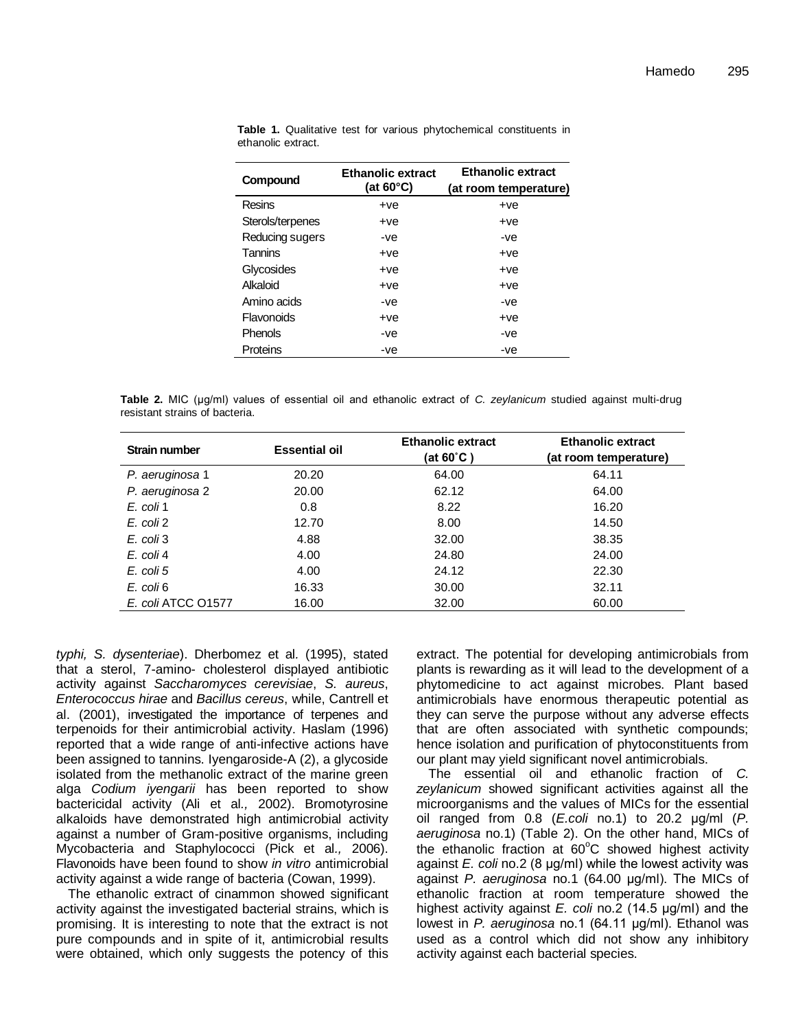**Table 1.** Qualitative test for various phytochemical constituents in ethanolic extract.

| Compound | Ethanolic extract (at 60°C) | Ethanolic extract (at room temperature) |
|---|---|---|
| Resins | +ve | +ve |
| Sterols/terpenes | +ve | +ve |
| Reducing sugers | -ve | -ve |
| Tannins | +ve | +ve |
| Glycosides | +ve | +ve |
| Alkaloid | +ve | +ve |
| Amino acids | -ve | -ve |
| Flavonoids | +ve | +ve |
| Phenols | -ve | -ve |
| Proteins | -ve | -ve |

**Table 2.** MIC (µg/ml) values of essential oil and ethanolic extract of *C. zeylanicum* studied against multi-drug resistant strains of bacteria.

| Strain number | Essential oil | Ethanolic extract (at 60˚C ) | Ethanolic extract (at room temperature) |
|---|---|---|---|
| *P. aeruginosa* 1 | 20.20 | 64.00 | 64.11 |
| *P. aeruginosa* 2 | 20.00 | 62.12 | 64.00 |
| *E. coli* 1 | 0.8 | 8.22 | 16.20 |
| *E. coli* 2 | 12.70 | 8.00 | 14.50 |
| *E. coli* 3 | 4.88 | 32.00 | 38.35 |
| *E. coli* 4 | 4.00 | 24.80 | 24.00 |
| *E. coli 5* | 4.00 | 24.12 | 22.30 |
| *E. coli* 6 | 16.33 | 30.00 | 32.11 |
| *E. coli* ATCC O1577 | 16.00 | 32.00 | 60.00 |

*typhi, S. dysenteriae*). Dherbomez et al. (1995), stated that a sterol, 7-amino- cholesterol displayed antibiotic activity against *Saccharomyces cerevisiae*, *S. aureus*, *Enterococcus hirae* and *Bacillus cereus*, while, Cantrell et al. (2001), investigated the importance of terpenes and terpenoids for their antimicrobial activity. Haslam (1996) reported that a wide range of anti-infective actions have been assigned to tannins. Iyengaroside-A (2), a glycoside isolated from the methanolic extract of the marine green alga *Codium iyengarii* has been reported to show bactericidal activity (Ali et al*.,* 2002). Bromotyrosine alkaloids have demonstrated high antimicrobial activity against a number of Gram-positive organisms, including Mycobacteria and Staphylococci (Pick et al*.,* 2006). Flavonoids have been found to show *in vitro* antimicrobial activity against a wide range of bacteria (Cowan, 1999).

The ethanolic extract of cinammon showed significant activity against the investigated bacterial strains, which is promising. It is interesting to note that the extract is not pure compounds and in spite of it, antimicrobial results were obtained, which only suggests the potency of this extract. The potential for developing antimicrobials from plants is rewarding as it will lead to the development of a phytomedicine to act against microbes. Plant based antimicrobials have enormous therapeutic potential as they can serve the purpose without any adverse effects that are often associated with synthetic compounds; hence isolation and purification of phytoconstituents from our plant may yield significant novel antimicrobials.

The essential oil and ethanolic fraction of *C. zeylanicum* showed significant activities against all the microorganisms and the values of MICs for the essential oil ranged from 0.8 (*E.coli* no.1) to 20.2 µg/ml (*P. aeruginosa* no.1) (Table 2). On the other hand, MICs of the ethanolic fraction at 60°C showed highest activity against *E. coli* no.2 (8 µg/ml) while the lowest activity was against *P. aeruginosa* no.1 (64.00 µg/ml). The MICs of ethanolic fraction at room temperature showed the highest activity against *E. coli* no.2 (14.5 µg/ml) and the lowest in *P. aeruginosa* no.1 (64.11 µg/ml). Ethanol was used as a control which did not show any inhibitory activity against each bacterial species.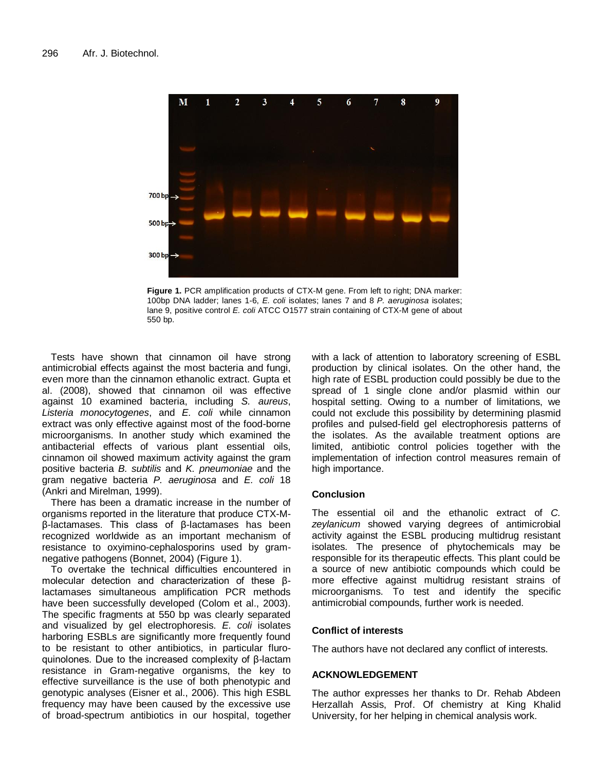Figure 1. PCR amplification products of CTX-M gene. From left to right; DNA marker: 100bp DNA ladder; lanes 1-6, *E. coli* isolates; lanes 7 and 8 *P. aeruginosa* isolates; lane 9, positive control *E. coli* ATCC O1577 strain containing of CTX-M gene of about 550 bp.

Tests have shown that cinnamon oil have strong antimicrobial effects against the most bacteria and fungi, even more than the cinnamon ethanolic extract. Gupta et al. (2008), showed that cinnamon oil was effective against 10 examined bacteria, including *S. aureus*, *Listeria monocytogenes*, and *E. coli* while cinnamon extract was only effective against most of the food-borne microorganisms. In another study which examined the antibacterial effects of various plant essential oils, cinnamon oil showed maximum activity against the gram positive bacteria *B. subtilis* and *K. pneumoniae* and the gram negative bacteria *P. aeruginosa* and *E. coli* 18 (Ankri and Mirelman, 1999).

There has been a dramatic increase in the number of organisms reported in the literature that produce CTX-M-β-lactamases. This class of β-lactamases has been recognized worldwide as an important mechanism of resistance to oxyimino-cephalosporins used by gram-negative pathogens (Bonnet, 2004) (Figure 1).

To overtake the technical difficulties encountered in molecular detection and characterization of these β-lactamases simultaneous amplification PCR methods have been successfully developed (Colom et al., 2003). The specific fragments at 550 bp was clearly separated and visualized by gel electrophoresis. *E. coli* isolates harboring ESBLs are significantly more frequently found to be resistant to other antibiotics, in particular fluro-quinolones. Due to the increased complexity of β-lactam resistance in Gram-negative organisms, the key to effective surveillance is the use of both phenotypic and genotypic analyses (Eisner et al., 2006). This high ESBL frequency may have been caused by the excessive use of broad-spectrum antibiotics in our hospital, together with a lack of attention to laboratory screening of ESBL production by clinical isolates. On the other hand, the high rate of ESBL production could possibly be due to the spread of 1 single clone and/or plasmid within our hospital setting. Owing to a number of limitations, we could not exclude this possibility by determining plasmid profiles and pulsed-field gel electrophoresis patterns of the isolates. As the available treatment options are limited, antibiotic control policies together with the implementation of infection control measures remain of high importance.

## Conclusion

The essential oil and the ethanolic extract of *C. zeylanicum* showed varying degrees of antimicrobial activity against the ESBL producing multidrug resistant isolates. The presence of phytochemicals may be responsible for its therapeutic effects. This plant could be a source of new antibiotic compounds which could be more effective against multidrug resistant strains of microorganisms. To test and identify the specific antimicrobial compounds, further work is needed.

## Conflict of interests

The authors have not declared any conflict of interests.

## ACKNOWLEDGEMENT

The author expresses her thanks to Dr. Rehab Abdeen Herzallah Assis, Prof. Of chemistry at King Khalid University, for her helping in chemical analysis work.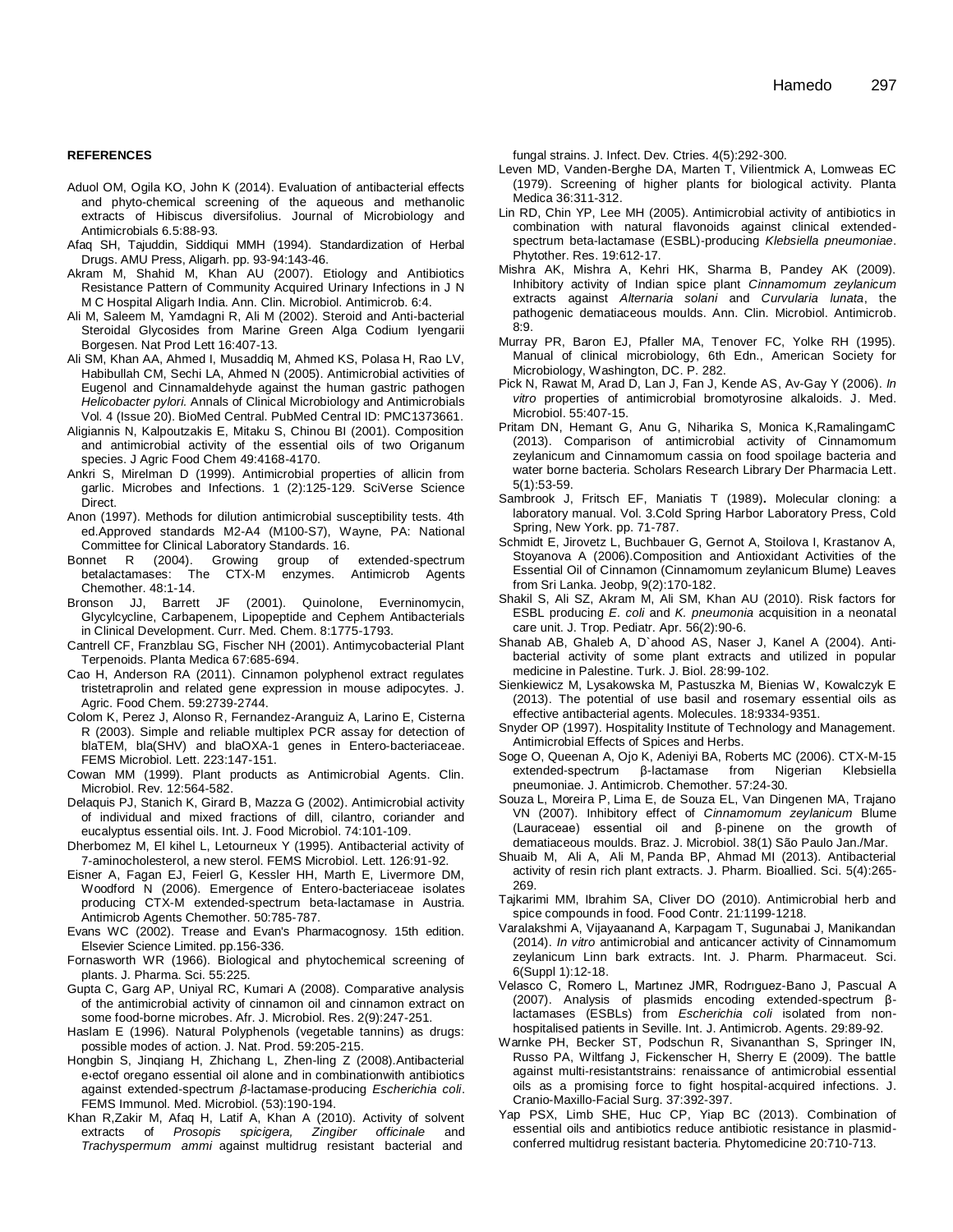## REFERENCES

Aduol OM, Ogila KO, John K (2014). Evaluation of antibacterial effects and phyto-chemical screening of the aqueous and methanolic extracts of Hibiscus diversifolius. Journal of Microbiology and Antimicrobials 6.5:88-93.

Afaq SH, Tajuddin, Siddiqui MMH (1994). Standardization of Herbal Drugs. AMU Press, Aligarh. pp. 93-94:143-46.

Akram M, Shahid M, Khan AU (2007). Etiology and Antibiotics Resistance Pattern of Community Acquired Urinary Infections in J N M C Hospital Aligarh India. Ann. Clin. Microbiol. Antimicrob. 6:4.

Ali M, Saleem M, Yamdagni R, Ali M (2002). Steroid and Anti-bacterial Steroidal Glycosides from Marine Green Alga Codium Iyengarii Borgesen. Nat Prod Lett 16:407-13.

Ali SM, Khan AA, Ahmed I, Musaddiq M, Ahmed KS, Polasa H, Rao LV, Habibullah CM, Sechi LA, Ahmed N (2005). Antimicrobial activities of Eugenol and Cinnamaldehyde against the human gastric pathogen *Helicobacter pylori.* Annals of Clinical Microbiology and Antimicrobials Vol. 4 (Issue 20). BioMed Central. PubMed Central ID: PMC1373661.

Aligiannis N, Kalpoutzakis E, Mitaku S, Chinou BI (2001). Composition and antimicrobial activity of the essential oils of two Origanum species. J Agric Food Chem 49:4168-4170.

Ankri S, Mirelman D (1999). Antimicrobial properties of allicin from garlic. Microbes and Infections. 1 (2):125-129. SciVerse Science Direct.

Anon (1997). Methods for dilution antimicrobial susceptibility tests. 4th ed.Approved standards M2-A4 (M100-S7), Wayne, PA: National Committee for Clinical Laboratory Standards. 16.

Bonnet R (2004). Growing group of extended-spectrum betalactamases: The CTX-M enzymes. Antimicrob Agents Chemother. 48:1-14.

Bronson JJ, Barrett JF (2001). Quinolone, Everninomycin, Glycylcycline, Carbapenem, Lipopeptide and Cephem Antibacterials in Clinical Development. Curr. Med. Chem. 8:1775-1793.

Cantrell CF, Franzblau SG, Fischer NH (2001). Antimycobacterial Plant Terpenoids. Planta Medica 67:685-694.

Cao H, Anderson RA (2011). Cinnamon polyphenol extract regulates tristetraprolin and related gene expression in mouse adipocytes. J. Agric. Food Chem. 59:2739-2744.

Colom K, Perez J, Alonso R, Fernandez-Aranguiz A, Larino E, Cisterna R (2003). Simple and reliable multiplex PCR assay for detection of blaTEM, bla(SHV) and blaOXA-1 genes in Entero-bacteriaceae. FEMS Microbiol. Lett. 223:147-151.

Cowan MM (1999). Plant products as Antimicrobial Agents. Clin. Microbiol. Rev. 12:564-582.

Delaquis PJ, Stanich K, Girard B, Mazza G (2002). Antimicrobial activity of individual and mixed fractions of dill, cilantro, coriander and eucalyptus essential oils. Int. J. Food Microbiol. 74:101-109.

Dherbomez M, El kihel L, Letourneux Y (1995). Antibacterial activity of 7-aminocholesterol, a new sterol. FEMS Microbiol. Lett. 126:91-92.

Eisner A, Fagan EJ, Feierl G, Kessler HH, Marth E, Livermore DM, Woodford N (2006). Emergence of Entero-bacteriaceae isolates producing CTX-M extended-spectrum beta-lactamase in Austria. Antimicrob Agents Chemother. 50:785-787.

Evans WC (2002). Trease and Evan's Pharmacognosy. 15th edition. Elsevier Science Limited. pp.156-336.

Fornasworth WR (1966). Biological and phytochemical screening of plants. J. Pharma. Sci. 55:225.

Gupta C, Garg AP, Uniyal RC, Kumari A (2008). Comparative analysis of the antimicrobial activity of cinnamon oil and cinnamon extract on some food-borne microbes. Afr. J. Microbiol. Res. 2(9):247-251.

Haslam E (1996). Natural Polyphenols (vegetable tannins) as drugs: possible modes of action. J. Nat. Prod. 59:205-215.

Hongbin S, Jinqiang H, Zhichang L, Zhen-ling Z (2008).Antibacterial e‧ectof oregano essential oil alone and in combinationwith antibiotics against extended-spectrum *β*-lactamase-producing *Escherichia coli*. FEMS Immunol. Med. Microbiol. (53):190-194.

Khan R,Zakir M, Afaq H, Latif A, Khan A (2010). Activity of solvent extracts of *Prosopis spicigera, Zingiber officinale* and *Trachyspermum ammi* against multidrug resistant bacterial and fungal strains. J. Infect. Dev. Ctries. 4(5):292-300.

Leven MD, Vanden-Berghe DA, Marten T, Vilientmick A, Lomweas EC (1979). Screening of higher plants for biological activity. Planta Medica 36:311-312.

Lin RD, Chin YP, Lee MH (2005). Antimicrobial activity of antibiotics in combination with natural flavonoids against clinical extended-spectrum beta-lactamase (ESBL)-producing *Klebsiella pneumoniae*. Phytother. Res. 19:612-17.

Mishra AK, Mishra A, Kehri HK, Sharma B, Pandey AK (2009). Inhibitory activity of Indian spice plant *Cinnamomum zeylanicum* extracts against *Alternaria solani* and *Curvularia lunata*, the pathogenic dematiaceous moulds. Ann. Clin. Microbiol. Antimicrob. 8:9.

Murray PR, Baron EJ, Pfaller MA, Tenover FC, Yolke RH (1995). Manual of clinical microbiology, 6th Edn., American Society for Microbiology, Washington, DC. P. 282.

Pick N, Rawat M, Arad D, Lan J, Fan J, Kende AS, Av-Gay Y (2006). *In vitro* properties of antimicrobial bromotyrosine alkaloids. J. Med. Microbiol. 55:407-15.

Pritam DN, Hemant G, Anu G, Niharika S, Monica K,RamalingamC (2013). Comparison of antimicrobial activity of Cinnamomum zeylanicum and Cinnamomum cassia on food spoilage bacteria and water borne bacteria. Scholars Research Library Der Pharmacia Lett. 5(1):53-59.

Sambrook J, Fritsch EF, Maniatis T (1989)**.** Molecular cloning: a laboratory manual. Vol. 3.Cold Spring Harbor Laboratory Press, Cold Spring, New York. pp. 71-787.

Schmidt E, Jirovetz L, Buchbauer G, Gernot A, Stoilova I, Krastanov A, Stoyanova A (2006).Composition and Antioxidant Activities of the Essential Oil of Cinnamon (Cinnamomum zeylanicum Blume) Leaves from Sri Lanka. Jeobp, 9(2):170-182.

Shakil S, Ali SZ, Akram M, Ali SM, Khan AU (2010). Risk factors for ESBL producing *E. coli* and *K. pneumonia* acquisition in a neonatal care unit. J. Trop. Pediatr. Apr. 56(2):90-6.

Shanab AB, Ghaleb A, D`ahood AS, Naser J, Kanel A (2004). Anti-bacterial activity of some plant extracts and utilized in popular medicine in Palestine. Turk. J. Biol. 28:99-102.

Sienkiewicz M, Lysakowska M, Pastuszka M, Bienias W, Kowalczyk E (2013). The potential of use basil and rosemary essential oils as effective antibacterial agents. Molecules. 18:9334-9351.

Snyder OP (1997). Hospitality Institute of Technology and Management. Antimicrobial Effects of Spices and Herbs.

Soge O, Queenan A, Ojo K, Adeniyi BA, Roberts MC (2006). CTX-M-15 extended-spectrum β-lactamase from Nigerian Klebsiella pneumoniae. J. Antimicrob. Chemother. 57:24-30.

Souza L, Moreira P, Lima E, de Souza EL, Van Dingenen MA, Trajano VN (2007). Inhibitory effect of *Cinnamomum zeylanicum* Blume (Lauraceae) essential oil and β-pinene on the growth of dematiaceous moulds. Braz. J. Microbiol. 38(1) São Paulo Jan./Mar.

Shuaib M, Ali A, Ali M, Panda BP, Ahmad MI (2013). Antibacterial activity of resin rich plant extracts. J. Pharm. Bioallied. Sci. 5(4):265-269.

Tajkarimi MM, Ibrahim SA, Cliver DO (2010). Antimicrobial herb and spice compounds in food. Food Contr. 21:1199-1218.

Varalakshmi A, Vijayaanand A, Karpagam T, Sugunabai J, Manikandan (2014). *In vitro* antimicrobial and anticancer activity of Cinnamomum zeylanicum Linn bark extracts. Int. J. Pharm. Pharmaceut. Sci. 6(Suppl 1):12-18.

Velasco C, Romero L, Martınez JMR, Rodrıguez-Bano J, Pascual A (2007). Analysis of plasmids encoding extended-spectrum β-lactamases (ESBLs) from *Escherichia coli* isolated from non-hospitalised patients in Seville. Int. J. Antimicrob. Agents. 29:89-92.

Warnke PH, Becker ST, Podschun R, Sivananthan S, Springer IN, Russo PA, Wiltfang J, Fickenscher H, Sherry E (2009). The battle against multi-resistantstrains: renaissance of antimicrobial essential oils as a promising force to fight hospital-acquired infections. J. Cranio-Maxillo-Facial Surg. 37:392-397.

Yap PSX, Limb SHE, Huc CP, Yiap BC (2013). Combination of essential oils and antibiotics reduce antibiotic resistance in plasmid-conferred multidrug resistant bacteria. Phytomedicine 20:710-713.